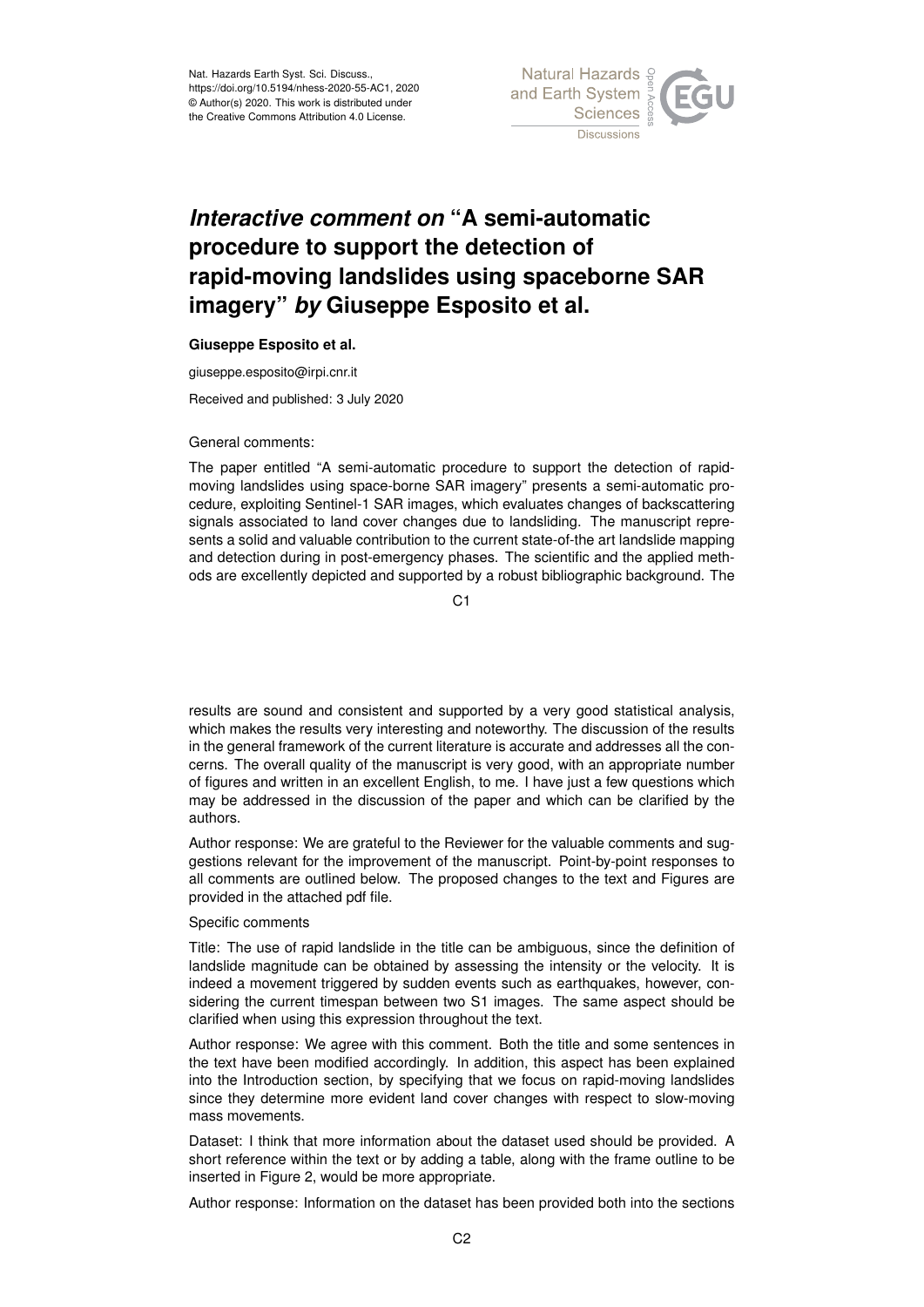Nat. Hazards Earth Syst. Sci. Discuss.,
https://doi.org/10.5194/nhess-2020-55-AC1, 2020
© Author(s) 2020. This work is distributed under
the Creative Commons Attribution 4.0 License.

# *Interactive comment on* "A semi-automatic procedure to support the detection of rapid-moving landslides using spaceborne SAR imagery" *by* Giuseppe Esposito et al.

**Giuseppe Esposito et al.**

giuseppe.esposito@irpi.cnr.it

Received and published: 3 July 2020

General comments:

The paper entitled "A semi-automatic procedure to support the detection of rapid-moving landslides using space-borne SAR imagery" presents a semi-automatic procedure, exploiting Sentinel-1 SAR images, which evaluates changes of backscattering signals associated to land cover changes due to landsliding. The manuscript represents a solid and valuable contribution to the current state-of-the art landslide mapping and detection during in post-emergency phases. The scientific and the applied methods are excellently depicted and supported by a robust bibliographic background. The results are sound and consistent and supported by a very good statistical analysis, which makes the results very interesting and noteworthy. The discussion of the results in the general framework of the current literature is accurate and addresses all the concerns. The overall quality of the manuscript is very good, with an appropriate number of figures and written in an excellent English, to me. I have just a few questions which may be addressed in the discussion of the paper and which can be clarified by the authors.

Author response: We are grateful to the Reviewer for the valuable comments and suggestions relevant for the improvement of the manuscript. Point-by-point responses to all comments are outlined below. The proposed changes to the text and Figures are provided in the attached pdf file.

Specific comments

Title: The use of rapid landslide in the title can be ambiguous, since the definition of landslide magnitude can be obtained by assessing the intensity or the velocity. It is indeed a movement triggered by sudden events such as earthquakes, however, considering the current timespan between two S1 images. The same aspect should be clarified when using this expression throughout the text.

Author response: We agree with this comment. Both the title and some sentences in the text have been modified accordingly. In addition, this aspect has been explained into the Introduction section, by specifying that we focus on rapid-moving landslides since they determine more evident land cover changes with respect to slow-moving mass movements.

Dataset: I think that more information about the dataset used should be provided. A short reference within the text or by adding a table, along with the frame outline to be inserted in Figure 2, would be more appropriate.

Author response: Information on the dataset has been provided both into the sections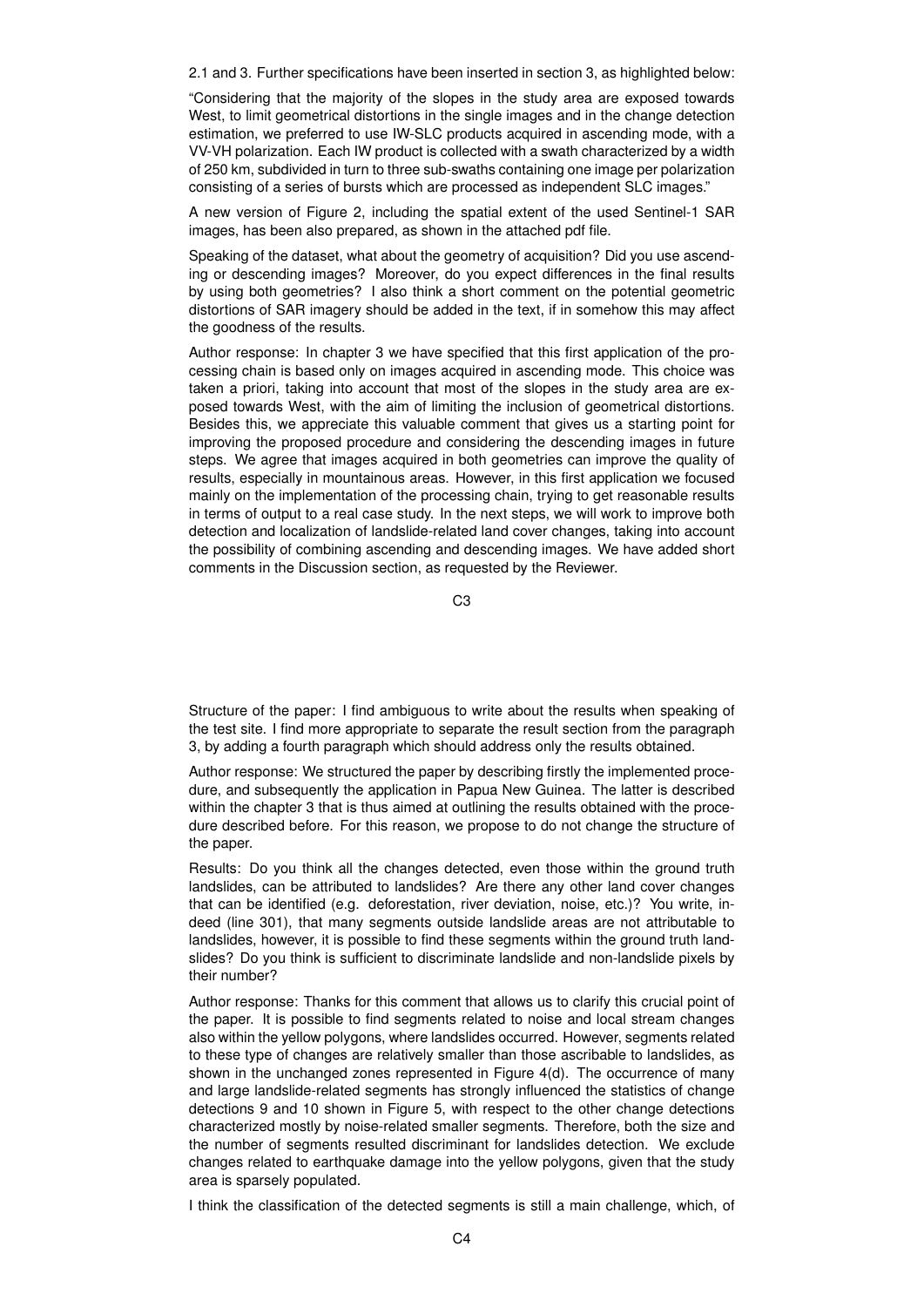2.1 and 3. Further specifications have been inserted in section 3, as highlighted below:

"Considering that the majority of the slopes in the study area are exposed towards West, to limit geometrical distortions in the single images and in the change detection estimation, we preferred to use IW-SLC products acquired in ascending mode, with a VV-VH polarization. Each IW product is collected with a swath characterized by a width of 250 km, subdivided in turn to three sub-swaths containing one image per polarization consisting of a series of bursts which are processed as independent SLC images."

A new version of Figure 2, including the spatial extent of the used Sentinel-1 SAR images, has been also prepared, as shown in the attached pdf file.

Speaking of the dataset, what about the geometry of acquisition? Did you use ascending or descending images? Moreover, do you expect differences in the final results by using both geometries? I also think a short comment on the potential geometric distortions of SAR imagery should be added in the text, if in somehow this may affect the goodness of the results.

Author response: In chapter 3 we have specified that this first application of the processing chain is based only on images acquired in ascending mode. This choice was taken a priori, taking into account that most of the slopes in the study area are exposed towards West, with the aim of limiting the inclusion of geometrical distortions. Besides this, we appreciate this valuable comment that gives us a starting point for improving the proposed procedure and considering the descending images in future steps. We agree that images acquired in both geometries can improve the quality of results, especially in mountainous areas. However, in this first application we focused mainly on the implementation of the processing chain, trying to get reasonable results in terms of output to a real case study. In the next steps, we will work to improve both detection and localization of landslide-related land cover changes, taking into account the possibility of combining ascending and descending images. We have added short comments in the Discussion section, as requested by the Reviewer.

Structure of the paper: I find ambiguous to write about the results when speaking of the test site. I find more appropriate to separate the result section from the paragraph 3, by adding a fourth paragraph which should address only the results obtained.

Author response: We structured the paper by describing firstly the implemented procedure, and subsequently the application in Papua New Guinea. The latter is described within the chapter 3 that is thus aimed at outlining the results obtained with the procedure described before. For this reason, we propose to do not change the structure of the paper.

Results: Do you think all the changes detected, even those within the ground truth landslides, can be attributed to landslides? Are there any other land cover changes that can be identified (e.g. deforestation, river deviation, noise, etc.)? You write, indeed (line 301), that many segments outside landslide areas are not attributable to landslides, however, it is possible to find these segments within the ground truth landslides? Do you think is sufficient to discriminate landslide and non-landslide pixels by their number?

Author response: Thanks for this comment that allows us to clarify this crucial point of the paper. It is possible to find segments related to noise and local stream changes also within the yellow polygons, where landslides occurred. However, segments related to these type of changes are relatively smaller than those ascribable to landslides, as shown in the unchanged zones represented in Figure 4(d). The occurrence of many and large landslide-related segments has strongly influenced the statistics of change detections 9 and 10 shown in Figure 5, with respect to the other change detections characterized mostly by noise-related smaller segments. Therefore, both the size and the number of segments resulted discriminant for landslides detection. We exclude changes related to earthquake damage into the yellow polygons, given that the study area is sparsely populated.

I think the classification of the detected segments is still a main challenge, which, of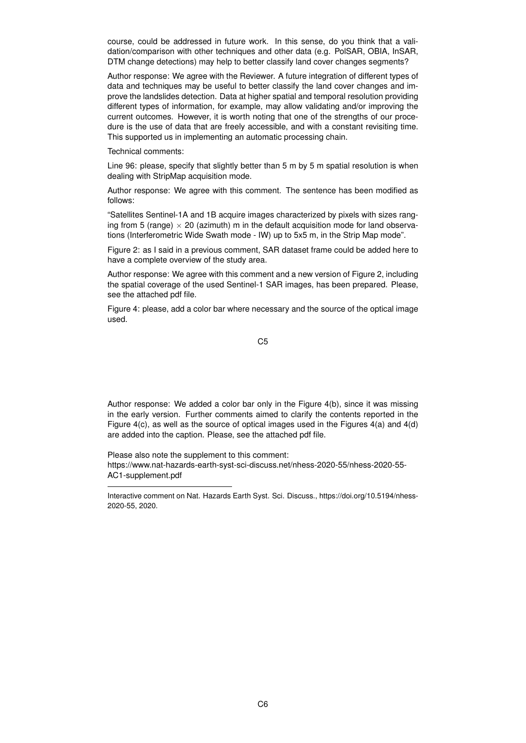course, could be addressed in future work. In this sense, do you think that a validation/comparison with other techniques and other data (e.g. PolSAR, OBIA, InSAR, DTM change detections) may help to better classify land cover changes segments?

Author response: We agree with the Reviewer. A future integration of different types of data and techniques may be useful to better classify the land cover changes and improve the landslides detection. Data at higher spatial and temporal resolution providing different types of information, for example, may allow validating and/or improving the current outcomes. However, it is worth noting that one of the strengths of our procedure is the use of data that are freely accessible, and with a constant revisiting time. This supported us in implementing an automatic processing chain.

Technical comments:

Line 96: please, specify that slightly better than 5 m by 5 m spatial resolution is when dealing with StripMap acquisition mode.

Author response: We agree with this comment. The sentence has been modified as follows:

"Satellites Sentinel-1A and 1B acquire images characterized by pixels with sizes ranging from 5 (range) $\times$ 20 (azimuth) m in the default acquisition mode for land observations (Interferometric Wide Swath mode - IW) up to 5x5 m, in the Strip Map mode".

Figure 2: as I said in a previous comment, SAR dataset frame could be added here to have a complete overview of the study area.

Author response: We agree with this comment and a new version of Figure 2, including the spatial coverage of the used Sentinel-1 SAR images, has been prepared. Please, see the attached pdf file.

Figure 4: please, add a color bar where necessary and the source of the optical image used.

Author response: We added a color bar only in the Figure 4(b), since it was missing in the early version. Further comments aimed to clarify the contents reported in the Figure 4(c), as well as the source of optical images used in the Figures 4(a) and 4(d) are added into the caption. Please, see the attached pdf file.

Please also note the supplement to this comment:
https://www.nat-hazards-earth-syst-sci-discuss.net/nhess-2020-55/nhess-2020-55-AC1-supplement.pdf

---

Interactive comment on Nat. Hazards Earth Syst. Sci. Discuss., https://doi.org/10.5194/nhess-2020-55, 2020.